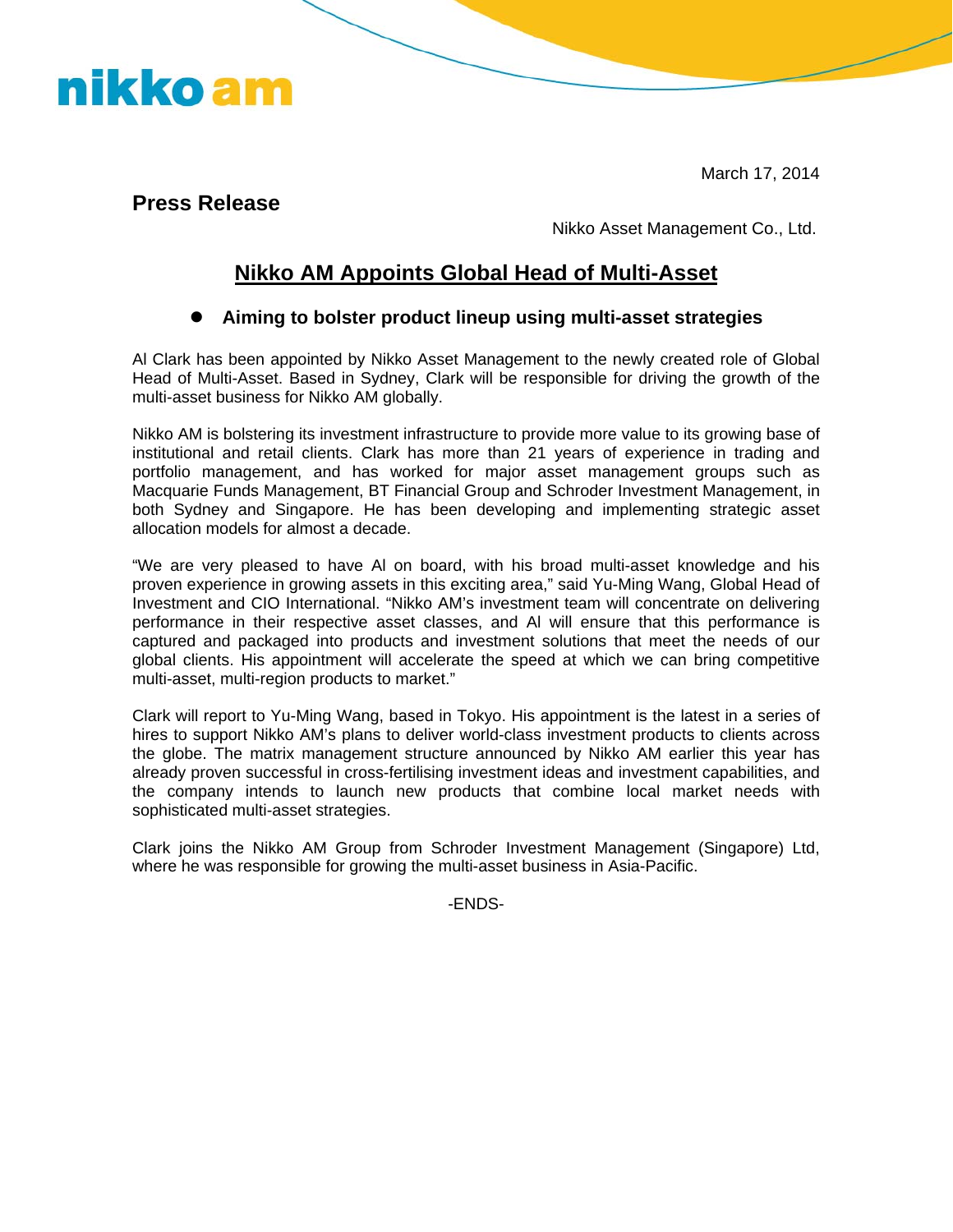nikko am

March 17, 2014

## Press Release

Nikko Asset Management Co., Ltd.

# Nikko AM Appoints Global Head of Multi-Asset

- **Aiming to bolster product lineup using multi-asset strategies**

Al Clark has been appointed by Nikko Asset Management to the newly created role of Global Head of Multi-Asset. Based in Sydney, Clark will be responsible for driving the growth of the multi-asset business for Nikko AM globally.

Nikko AM is bolstering its investment infrastructure to provide more value to its growing base of institutional and retail clients. Clark has more than 21 years of experience in trading and portfolio management, and has worked for major asset management groups such as Macquarie Funds Management, BT Financial Group and Schroder Investment Management, in both Sydney and Singapore. He has been developing and implementing strategic asset allocation models for almost a decade.

"We are very pleased to have Al on board, with his broad multi-asset knowledge and his proven experience in growing assets in this exciting area," said Yu-Ming Wang, Global Head of Investment and CIO International. "Nikko AM's investment team will concentrate on delivering performance in their respective asset classes, and Al will ensure that this performance is captured and packaged into products and investment solutions that meet the needs of our global clients. His appointment will accelerate the speed at which we can bring competitive multi-asset, multi-region products to market."

Clark will report to Yu-Ming Wang, based in Tokyo. His appointment is the latest in a series of hires to support Nikko AM's plans to deliver world-class investment products to clients across the globe. The matrix management structure announced by Nikko AM earlier this year has already proven successful in cross-fertilising investment ideas and investment capabilities, and the company intends to launch new products that combine local market needs with sophisticated multi-asset strategies.

Clark joins the Nikko AM Group from Schroder Investment Management (Singapore) Ltd, where he was responsible for growing the multi-asset business in Asia-Pacific.

-ENDS-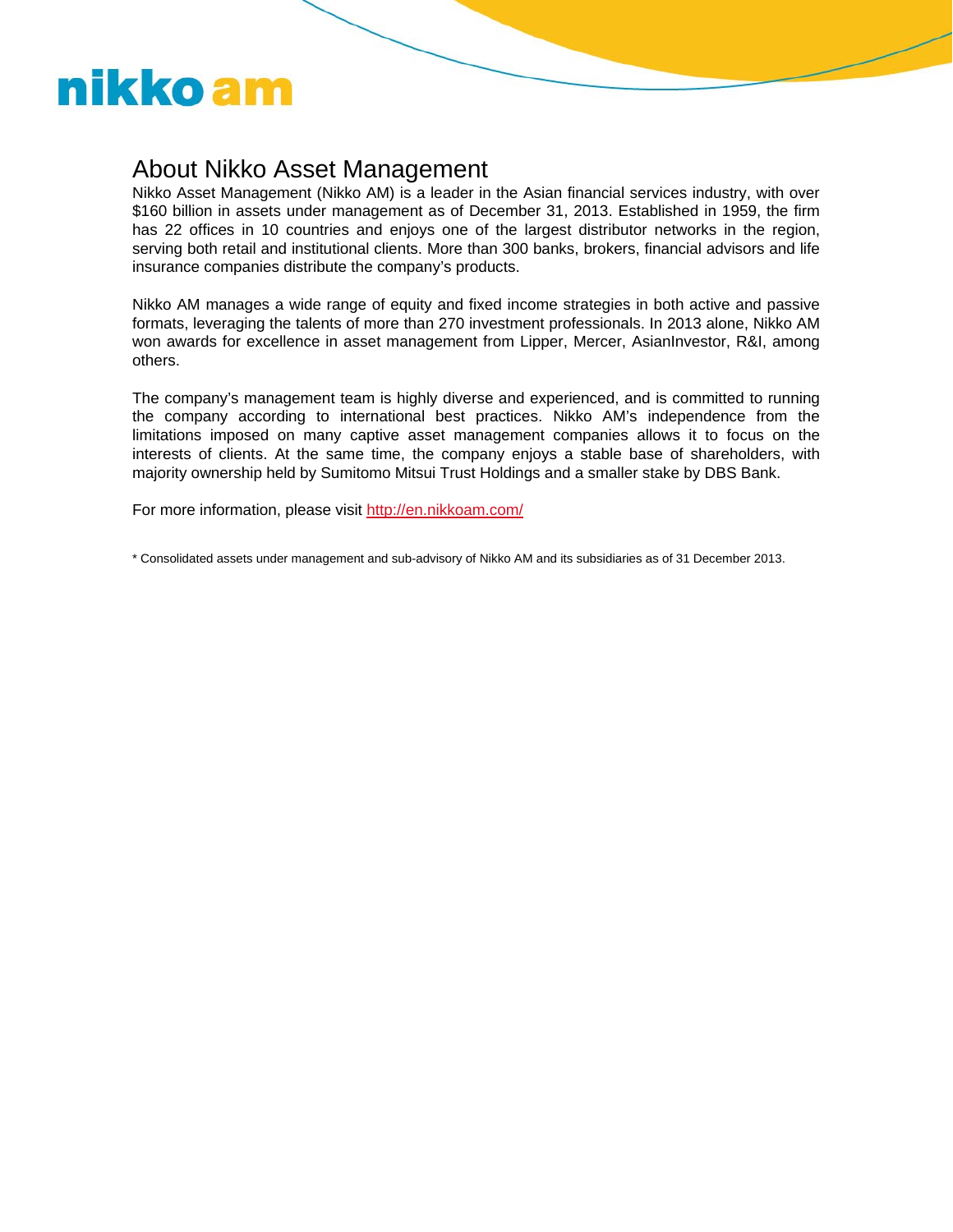nikko am

# About Nikko Asset Management

Nikko Asset Management (Nikko AM) is a leader in the Asian financial services industry, with over $160 billion in assets under management as of December 31, 2013. Established in 1959, the firm has 22 offices in 10 countries and enjoys one of the largest distributor networks in the region, serving both retail and institutional clients. More than 300 banks, brokers, financial advisors and life insurance companies distribute the company's products.

Nikko AM manages a wide range of equity and fixed income strategies in both active and passive formats, leveraging the talents of more than 270 investment professionals. In 2013 alone, Nikko AM won awards for excellence in asset management from Lipper, Mercer, AsianInvestor, R&I, among others.

The company's management team is highly diverse and experienced, and is committed to running the company according to international best practices. Nikko AM's independence from the limitations imposed on many captive asset management companies allows it to focus on the interests of clients. At the same time, the company enjoys a stable base of shareholders, with majority ownership held by Sumitomo Mitsui Trust Holdings and a smaller stake by DBS Bank.

For more information, please visit http://en.nikkoam.com/

* Consolidated assets under management and sub-advisory of Nikko AM and its subsidiaries as of 31 December 2013.